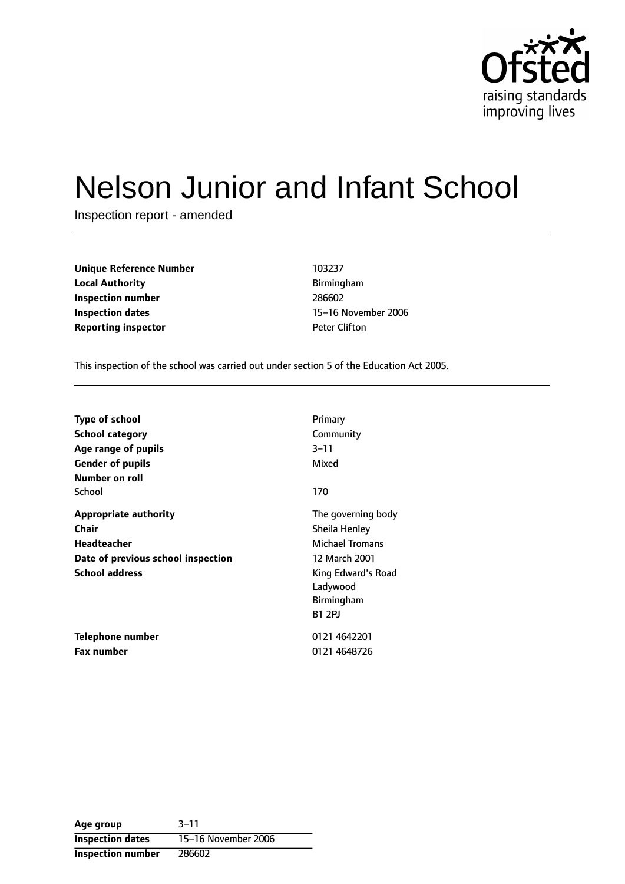# Nelson Junior and Infant School

Inspection report - amended

| | |
|---|---|
| **Unique Reference Number** | 103237 |
| **Local Authority** | Birmingham |
| **Inspection number** | 286602 |
| **Inspection dates** | 15–16 November 2006 |
| **Reporting inspector** | Peter Clifton |

This inspection of the school was carried out under section 5 of the Education Act 2005.

| | |
|---|---|
| **Type of school** | Primary |
| **School category** | Community |
| **Age range of pupils** | 3–11 |
| **Gender of pupils** | Mixed |
| **Number on roll** | |
| School | 170 |
| **Appropriate authority** | The governing body |
| **Chair** | Sheila Henley |
| **Headteacher** | Michael Tromans |
| **Date of previous school inspection** | 12 March 2001 |
| **School address** | King Edward's Road<br>Ladywood<br>Birmingham<br>B1 2PJ |
| **Telephone number** | 0121 4642201 |
| **Fax number** | 0121 4648726 |

| | |
|---|---|
| **Age group** | 3–11 |
| **Inspection dates** | 15–16 November 2006 |
| **Inspection number** | 286602 |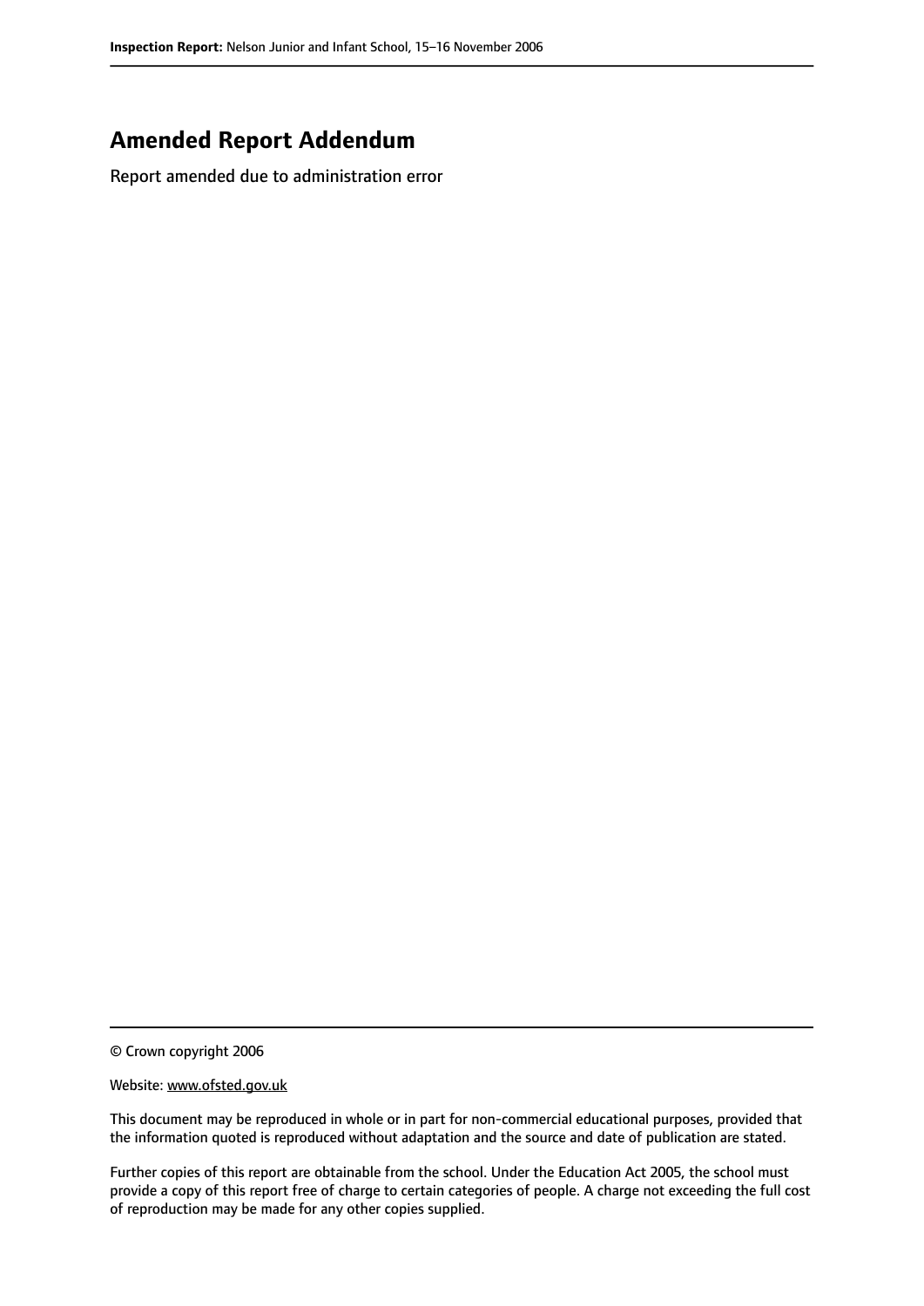# Amended Report Addendum

Report amended due to administration error

© Crown copyright 2006

Website: www.ofsted.gov.uk

This document may be reproduced in whole or in part for non-commercial educational purposes, provided that the information quoted is reproduced without adaptation and the source and date of publication are stated.

Further copies of this report are obtainable from the school. Under the Education Act 2005, the school must provide a copy of this report free of charge to certain categories of people. A charge not exceeding the full cost of reproduction may be made for any other copies supplied.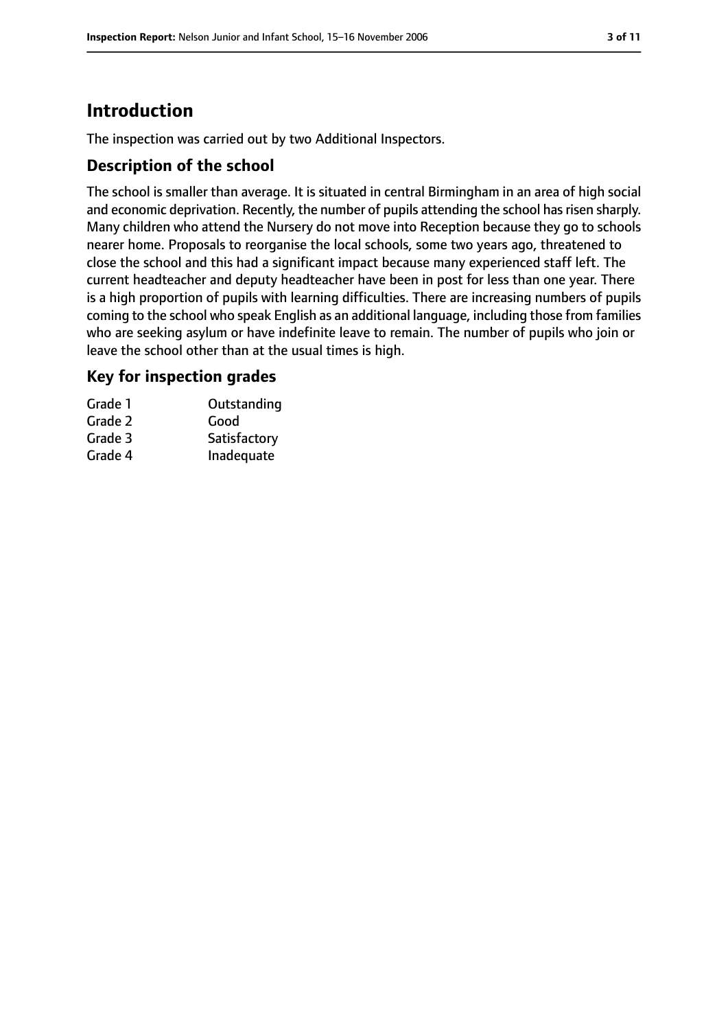# Introduction

The inspection was carried out by two Additional Inspectors.

## Description of the school

The school is smaller than average. It is situated in central Birmingham in an area of high social and economic deprivation. Recently, the number of pupils attending the school has risen sharply. Many children who attend the Nursery do not move into Reception because they go to schools nearer home. Proposals to reorganise the local schools, some two years ago, threatened to close the school and this had a significant impact because many experienced staff left. The current headteacher and deputy headteacher have been in post for less than one year. There is a high proportion of pupils with learning difficulties. There are increasing numbers of pupils coming to the school who speak English as an additional language, including those from families who are seeking asylum or have indefinite leave to remain. The number of pupils who join or leave the school other than at the usual times is high.

## Key for inspection grades

| | |
|---|---|
| Grade 1 | Outstanding |
| Grade 2 | Good |
| Grade 3 | Satisfactory |
| Grade 4 | Inadequate |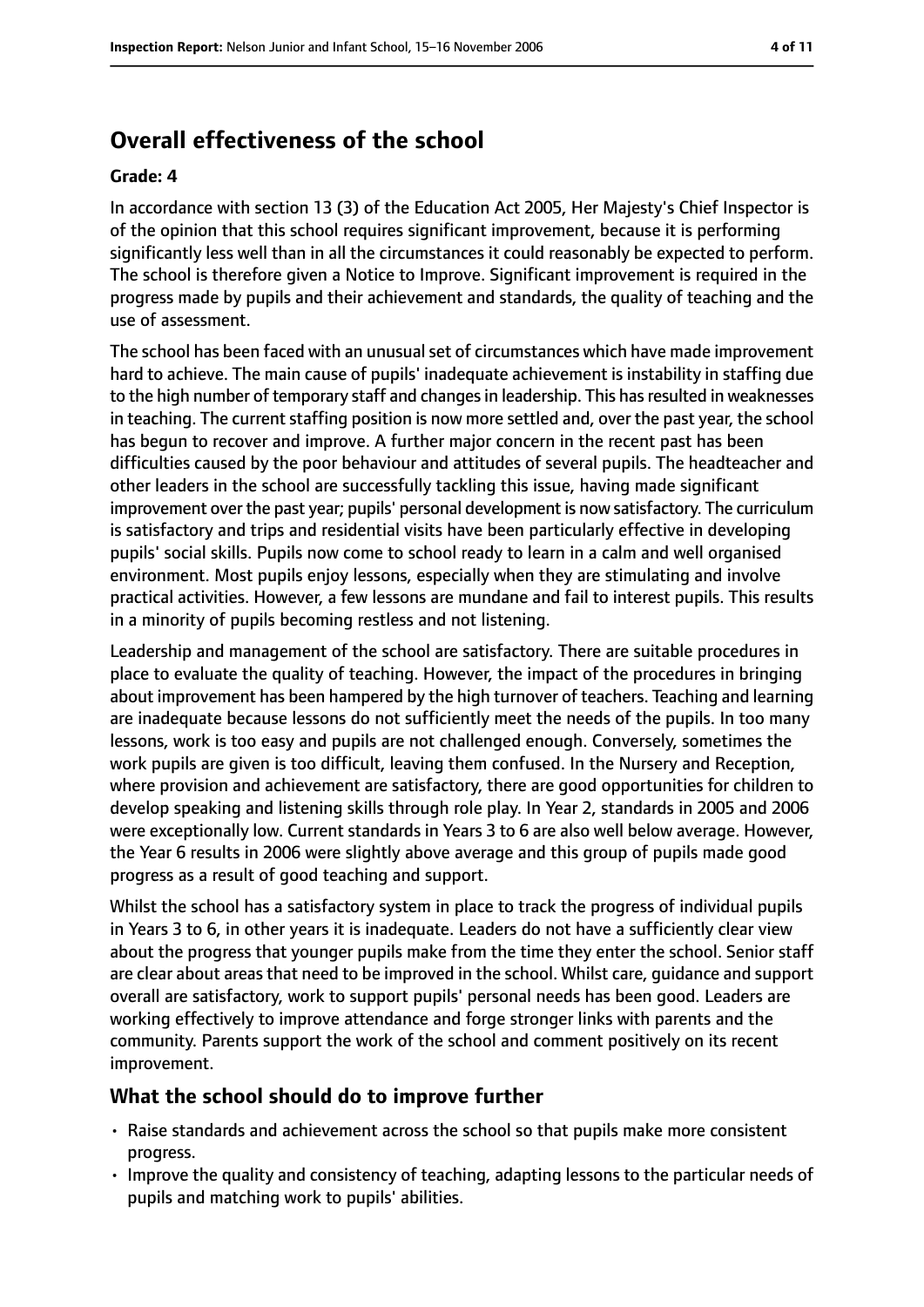## Overall effectiveness of the school

### Grade: 4

In accordance with section 13 (3) of the Education Act 2005, Her Majesty's Chief Inspector is of the opinion that this school requires significant improvement, because it is performing significantly less well than in all the circumstances it could reasonably be expected to perform. The school is therefore given a Notice to Improve. Significant improvement is required in the progress made by pupils and their achievement and standards, the quality of teaching and the use of assessment.

The school has been faced with an unusual set of circumstances which have made improvement hard to achieve. The main cause of pupils' inadequate achievement is instability in staffing due to the high number of temporary staff and changes in leadership. This has resulted in weaknesses in teaching. The current staffing position is now more settled and, over the past year, the school has begun to recover and improve. A further major concern in the recent past has been difficulties caused by the poor behaviour and attitudes of several pupils. The headteacher and other leaders in the school are successfully tackling this issue, having made significant improvement over the past year; pupils' personal development is now satisfactory. The curriculum is satisfactory and trips and residential visits have been particularly effective in developing pupils' social skills. Pupils now come to school ready to learn in a calm and well organised environment. Most pupils enjoy lessons, especially when they are stimulating and involve practical activities. However, a few lessons are mundane and fail to interest pupils. This results in a minority of pupils becoming restless and not listening.

Leadership and management of the school are satisfactory. There are suitable procedures in place to evaluate the quality of teaching. However, the impact of the procedures in bringing about improvement has been hampered by the high turnover of teachers. Teaching and learning are inadequate because lessons do not sufficiently meet the needs of the pupils. In too many lessons, work is too easy and pupils are not challenged enough. Conversely, sometimes the work pupils are given is too difficult, leaving them confused. In the Nursery and Reception, where provision and achievement are satisfactory, there are good opportunities for children to develop speaking and listening skills through role play. In Year 2, standards in 2005 and 2006 were exceptionally low. Current standards in Years 3 to 6 are also well below average. However, the Year 6 results in 2006 were slightly above average and this group of pupils made good progress as a result of good teaching and support.

Whilst the school has a satisfactory system in place to track the progress of individual pupils in Years 3 to 6, in other years it is inadequate. Leaders do not have a sufficiently clear view about the progress that younger pupils make from the time they enter the school. Senior staff are clear about areas that need to be improved in the school. Whilst care, guidance and support overall are satisfactory, work to support pupils' personal needs has been good. Leaders are working effectively to improve attendance and forge stronger links with parents and the community. Parents support the work of the school and comment positively on its recent improvement.

### What the school should do to improve further

- Raise standards and achievement across the school so that pupils make more consistent progress.
- Improve the quality and consistency of teaching, adapting lessons to the particular needs of pupils and matching work to pupils' abilities.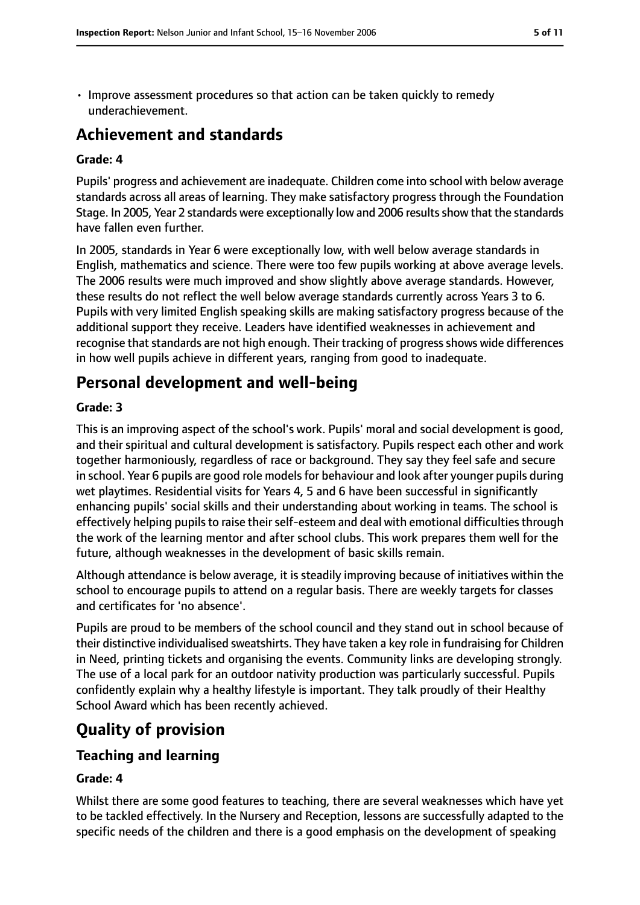- Improve assessment procedures so that action can be taken quickly to remedy underachievement.

## Achievement and standards

**Grade: 4**

Pupils' progress and achievement are inadequate. Children come into school with below average standards across all areas of learning. They make satisfactory progress through the Foundation Stage. In 2005, Year 2 standards were exceptionally low and 2006 results show that the standards have fallen even further.

In 2005, standards in Year 6 were exceptionally low, with well below average standards in English, mathematics and science. There were too few pupils working at above average levels. The 2006 results were much improved and show slightly above average standards. However, these results do not reflect the well below average standards currently across Years 3 to 6. Pupils with very limited English speaking skills are making satisfactory progress because of the additional support they receive. Leaders have identified weaknesses in achievement and recognise that standards are not high enough. Their tracking of progress shows wide differences in how well pupils achieve in different years, ranging from good to inadequate.

## Personal development and well-being

**Grade: 3**

This is an improving aspect of the school's work. Pupils' moral and social development is good, and their spiritual and cultural development is satisfactory. Pupils respect each other and work together harmoniously, regardless of race or background. They say they feel safe and secure in school. Year 6 pupils are good role models for behaviour and look after younger pupils during wet playtimes. Residential visits for Years 4, 5 and 6 have been successful in significantly enhancing pupils' social skills and their understanding about working in teams. The school is effectively helping pupils to raise their self-esteem and deal with emotional difficulties through the work of the learning mentor and after school clubs. This work prepares them well for the future, although weaknesses in the development of basic skills remain.

Although attendance is below average, it is steadily improving because of initiatives within the school to encourage pupils to attend on a regular basis. There are weekly targets for classes and certificates for 'no absence'.

Pupils are proud to be members of the school council and they stand out in school because of their distinctive individualised sweatshirts. They have taken a key role in fundraising for Children in Need, printing tickets and organising the events. Community links are developing strongly. The use of a local park for an outdoor nativity production was particularly successful. Pupils confidently explain why a healthy lifestyle is important. They talk proudly of their Healthy School Award which has been recently achieved.

# Quality of provision

## Teaching and learning

**Grade: 4**

Whilst there are some good features to teaching, there are several weaknesses which have yet to be tackled effectively. In the Nursery and Reception, lessons are successfully adapted to the specific needs of the children and there is a good emphasis on the development of speaking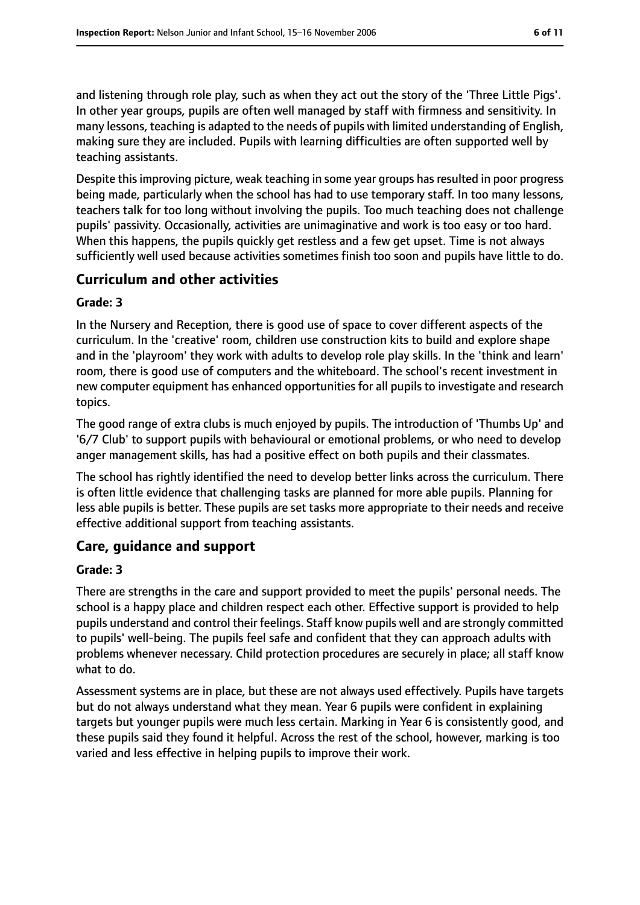and listening through role play, such as when they act out the story of the 'Three Little Pigs'. In other year groups, pupils are often well managed by staff with firmness and sensitivity. In many lessons, teaching is adapted to the needs of pupils with limited understanding of English, making sure they are included. Pupils with learning difficulties are often supported well by teaching assistants.

Despite this improving picture, weak teaching in some year groups has resulted in poor progress being made, particularly when the school has had to use temporary staff. In too many lessons, teachers talk for too long without involving the pupils. Too much teaching does not challenge pupils' passivity. Occasionally, activities are unimaginative and work is too easy or too hard. When this happens, the pupils quickly get restless and a few get upset. Time is not always sufficiently well used because activities sometimes finish too soon and pupils have little to do.

## Curriculum and other activities

### Grade: 3

In the Nursery and Reception, there is good use of space to cover different aspects of the curriculum. In the 'creative' room, children use construction kits to build and explore shape and in the 'playroom' they work with adults to develop role play skills. In the 'think and learn' room, there is good use of computers and the whiteboard. The school's recent investment in new computer equipment has enhanced opportunities for all pupils to investigate and research topics.

The good range of extra clubs is much enjoyed by pupils. The introduction of 'Thumbs Up' and '6/7 Club' to support pupils with behavioural or emotional problems, or who need to develop anger management skills, has had a positive effect on both pupils and their classmates.

The school has rightly identified the need to develop better links across the curriculum. There is often little evidence that challenging tasks are planned for more able pupils. Planning for less able pupils is better. These pupils are set tasks more appropriate to their needs and receive effective additional support from teaching assistants.

## Care, guidance and support

### Grade: 3

There are strengths in the care and support provided to meet the pupils' personal needs. The school is a happy place and children respect each other. Effective support is provided to help pupils understand and control their feelings. Staff know pupils well and are strongly committed to pupils' well-being. The pupils feel safe and confident that they can approach adults with problems whenever necessary. Child protection procedures are securely in place; all staff know what to do.

Assessment systems are in place, but these are not always used effectively. Pupils have targets but do not always understand what they mean. Year 6 pupils were confident in explaining targets but younger pupils were much less certain. Marking in Year 6 is consistently good, and these pupils said they found it helpful. Across the rest of the school, however, marking is too varied and less effective in helping pupils to improve their work.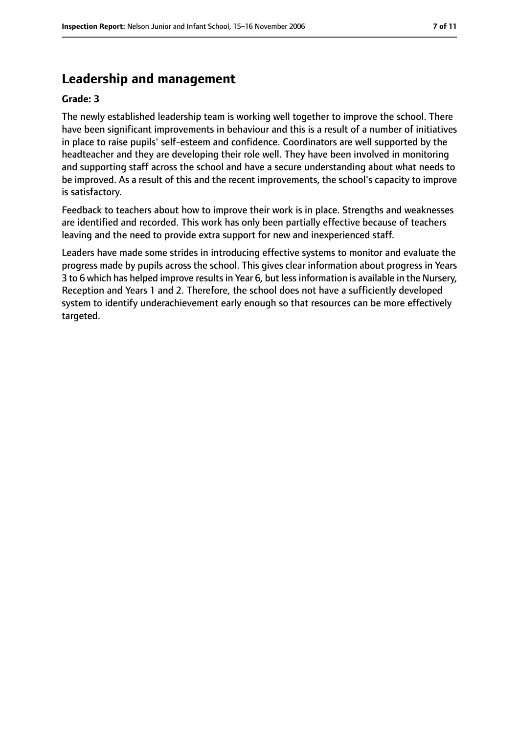## Leadership and management

**Grade: 3**

The newly established leadership team is working well together to improve the school. There have been significant improvements in behaviour and this is a result of a number of initiatives in place to raise pupils' self-esteem and confidence. Coordinators are well supported by the headteacher and they are developing their role well. They have been involved in monitoring and supporting staff across the school and have a secure understanding about what needs to be improved. As a result of this and the recent improvements, the school's capacity to improve is satisfactory.

Feedback to teachers about how to improve their work is in place. Strengths and weaknesses are identified and recorded. This work has only been partially effective because of teachers leaving and the need to provide extra support for new and inexperienced staff.

Leaders have made some strides in introducing effective systems to monitor and evaluate the progress made by pupils across the school. This gives clear information about progress in Years 3 to 6 which has helped improve results in Year 6, but less information is available in the Nursery, Reception and Years 1 and 2. Therefore, the school does not have a sufficiently developed system to identify underachievement early enough so that resources can be more effectively targeted.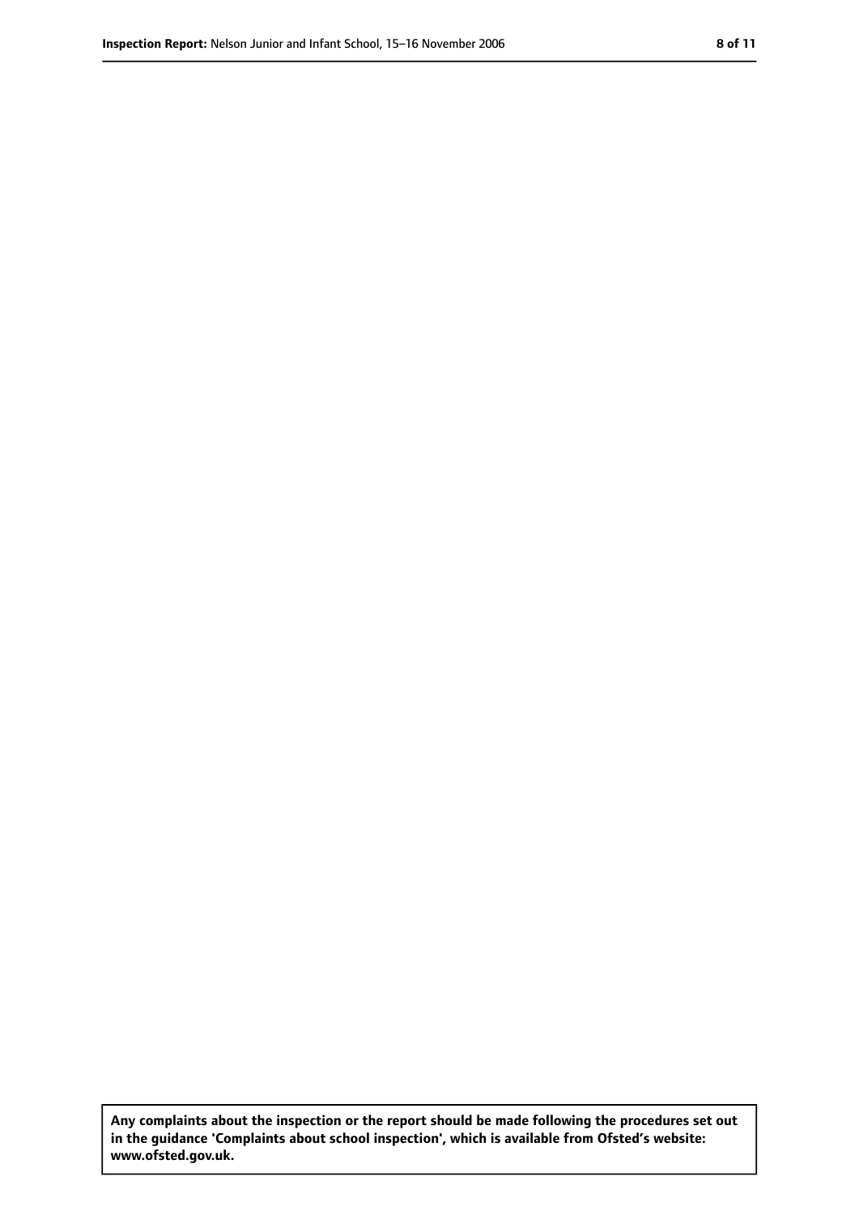**Any complaints about the inspection or the report should be made following the procedures set out in the guidance 'Complaints about school inspection', which is available from Ofsted's website: www.ofsted.gov.uk.**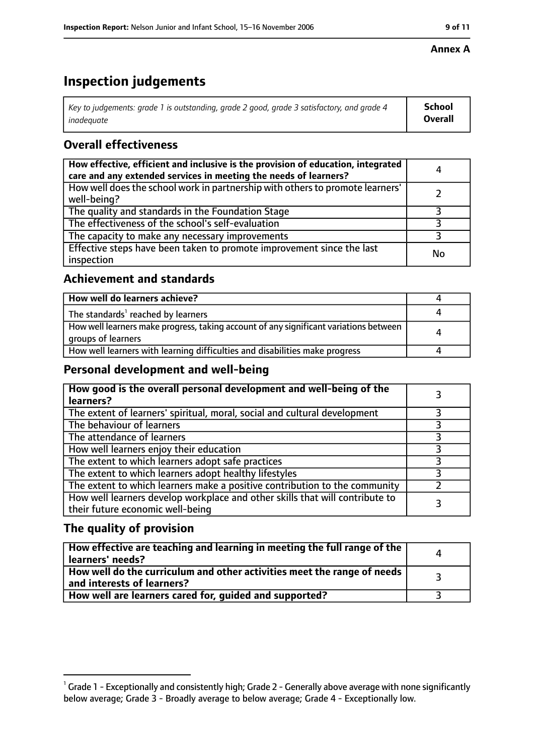**Annex A**

# Inspection judgements

| *Key to judgements: grade 1 is outstanding, grade 2 good, grade 3 satisfactory, and grade 4 inadequate* | **School Overall** |
|---|---|

## Overall effectiveness

| | |
|---|---|
| **How effective, efficient and inclusive is the provision of education, integrated care and any extended services in meeting the needs of learners?** | 4 |
| How well does the school work in partnership with others to promote learners' well-being? | 2 |
| The quality and standards in the Foundation Stage | 3 |
| The effectiveness of the school's self-evaluation | 3 |
| The capacity to make any necessary improvements | 3 |
| Effective steps have been taken to promote improvement since the last inspection | No |

## Achievement and standards

| | |
|---|---|
| **How well do learners achieve?** | 4 |
| The standards[1] reached by learners | 4 |
| How well learners make progress, taking account of any significant variations between groups of learners | 4 |
| How well learners with learning difficulties and disabilities make progress | 4 |

## Personal development and well-being

| | |
|---|---|
| **How good is the overall personal development and well-being of the learners?** | 3 |
| The extent of learners' spiritual, moral, social and cultural development | 3 |
| The behaviour of learners | 3 |
| The attendance of learners | 3 |
| How well learners enjoy their education | 3 |
| The extent to which learners adopt safe practices | 3 |
| The extent to which learners adopt healthy lifestyles | 3 |
| The extent to which learners make a positive contribution to the community | 2 |
| How well learners develop workplace and other skills that will contribute to their future economic well-being | 3 |

## The quality of provision

| | |
|---|---|
| **How effective are teaching and learning in meeting the full range of the learners' needs?** | 4 |
| **How well do the curriculum and other activities meet the range of needs and interests of learners?** | 3 |
| **How well are learners cared for, guided and supported?** | 3 |

[1] Grade 1 - Exceptionally and consistently high; Grade 2 - Generally above average with none significantly below average; Grade 3 - Broadly average to below average; Grade 4 - Exceptionally low.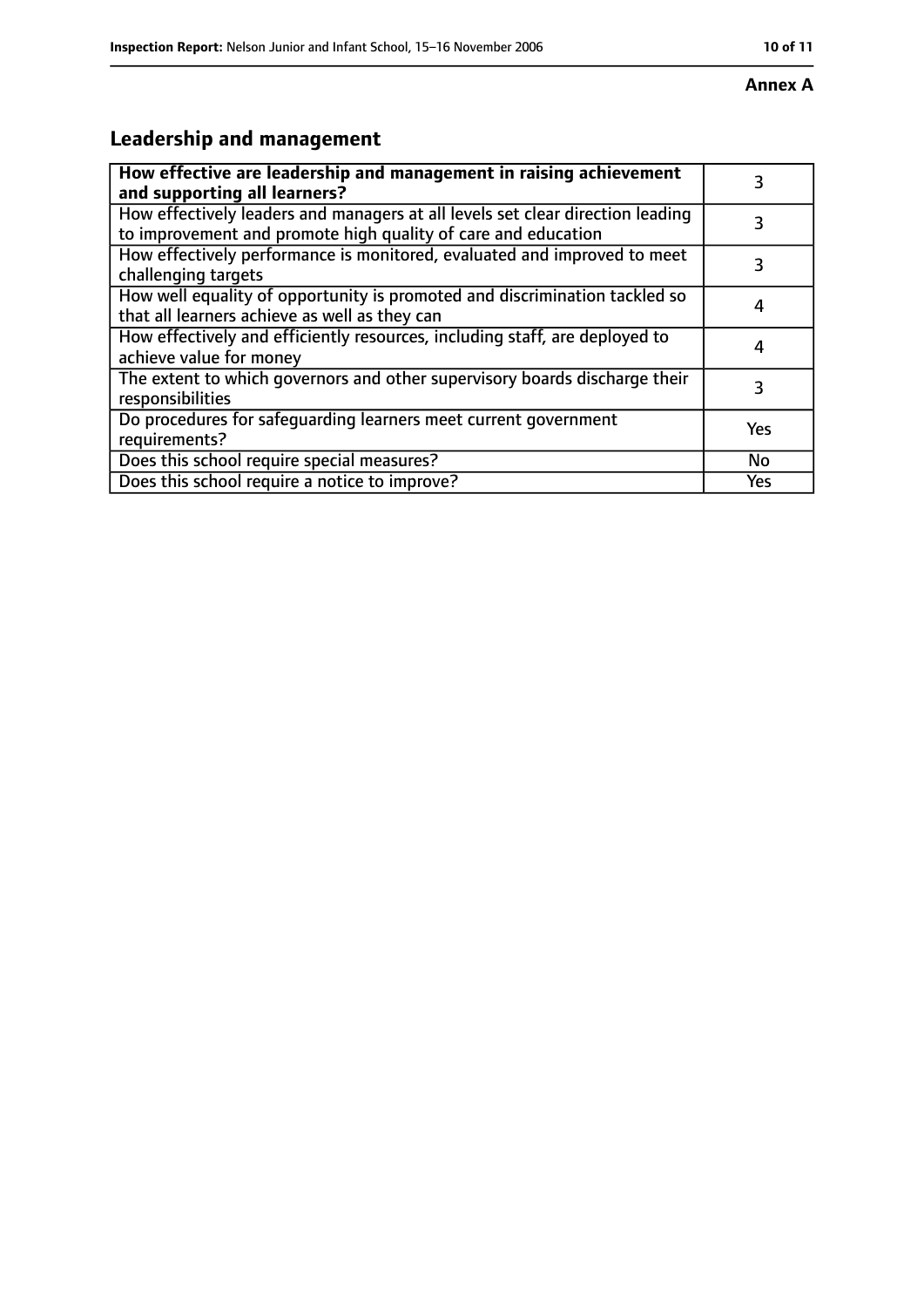**Annex A**

## Leadership and management

| How effective are leadership and management in raising achievement and supporting all learners? | 3 |
|---|---|
| How effectively leaders and managers at all levels set clear direction leading to improvement and promote high quality of care and education | 3 |
| How effectively performance is monitored, evaluated and improved to meet challenging targets | 3 |
| How well equality of opportunity is promoted and discrimination tackled so that all learners achieve as well as they can | 4 |
| How effectively and efficiently resources, including staff, are deployed to achieve value for money | 4 |
| The extent to which governors and other supervisory boards discharge their responsibilities | 3 |
| Do procedures for safeguarding learners meet current government requirements? | Yes |
| Does this school require special measures? | No |
| Does this school require a notice to improve? | Yes |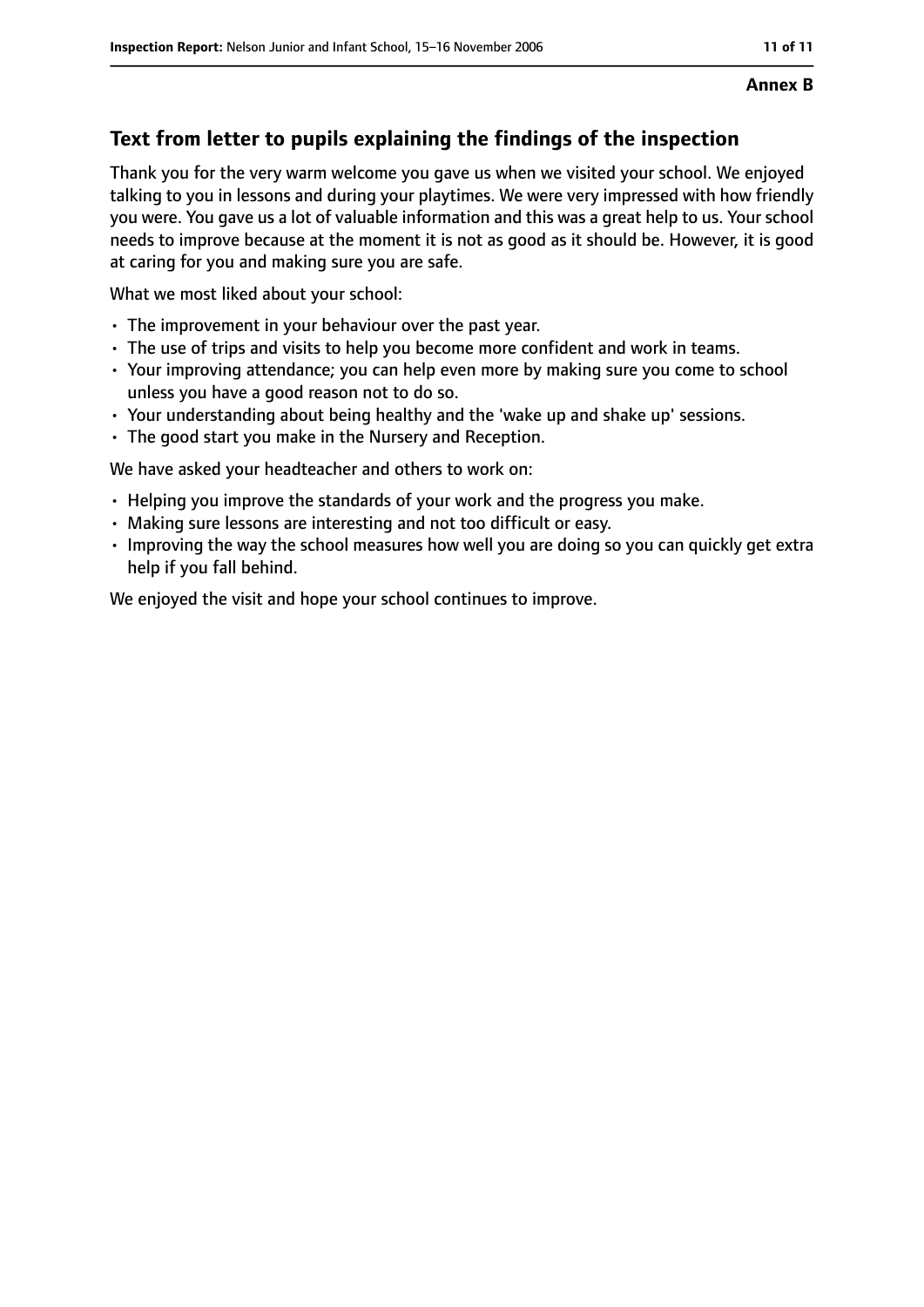**Annex B**

## Text from letter to pupils explaining the findings of the inspection

Thank you for the very warm welcome you gave us when we visited your school. We enjoyed talking to you in lessons and during your playtimes. We were very impressed with how friendly you were. You gave us a lot of valuable information and this was a great help to us. Your school needs to improve because at the moment it is not as good as it should be. However, it is good at caring for you and making sure you are safe.

What we most liked about your school:

- The improvement in your behaviour over the past year.
- The use of trips and visits to help you become more confident and work in teams.
- Your improving attendance; you can help even more by making sure you come to school unless you have a good reason not to do so.
- Your understanding about being healthy and the 'wake up and shake up' sessions.
- The good start you make in the Nursery and Reception.

We have asked your headteacher and others to work on:

- Helping you improve the standards of your work and the progress you make.
- Making sure lessons are interesting and not too difficult or easy.
- Improving the way the school measures how well you are doing so you can quickly get extra help if you fall behind.

We enjoyed the visit and hope your school continues to improve.